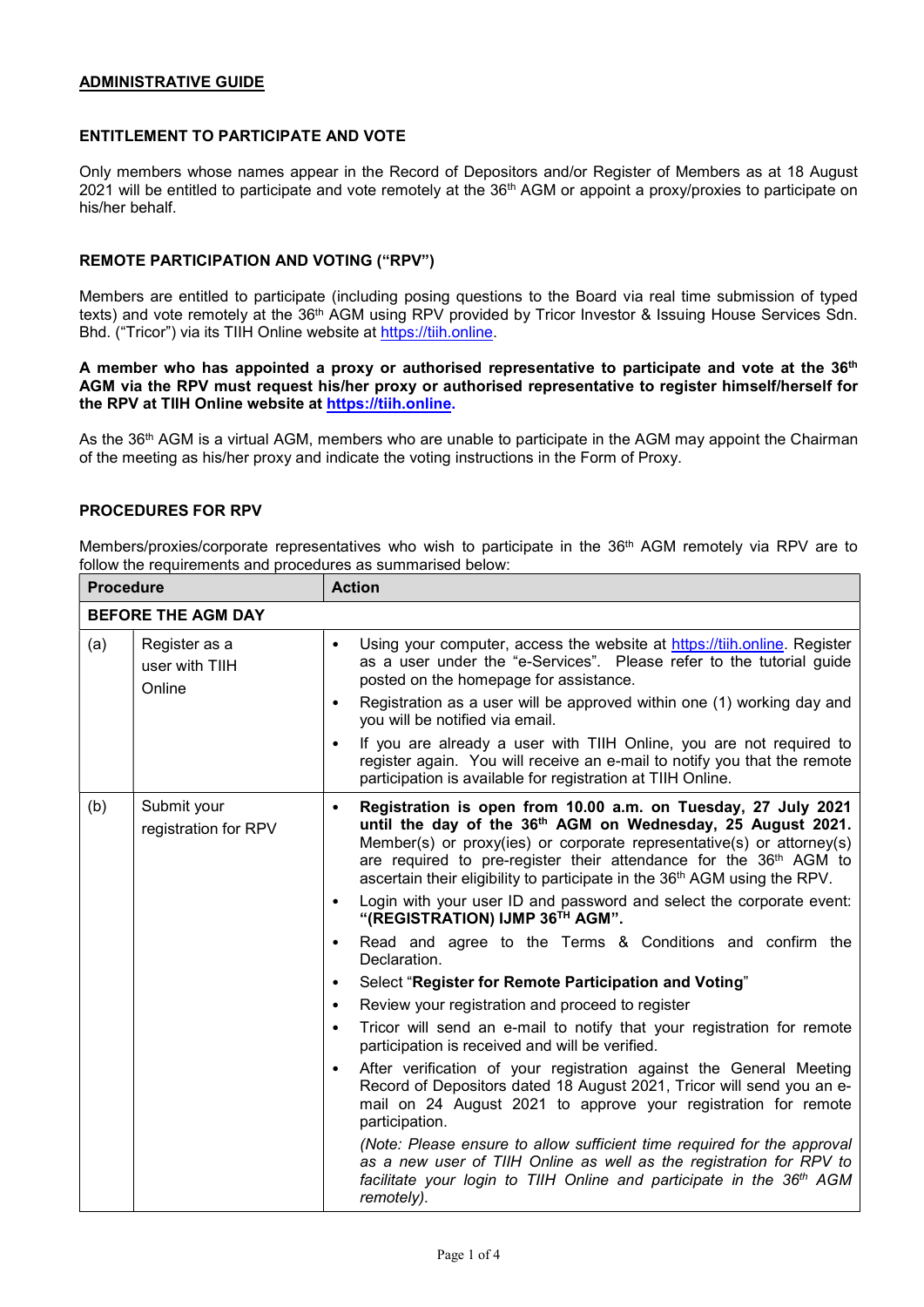## ADMINISTRATIVE GUIDE

### ENTITLEMENT TO PARTICIPATE AND VOTE

Only members whose names appear in the Record of Depositors and/or Register of Members as at 18 August 2021 will be entitled to participate and vote remotely at the 36th AGM or appoint a proxy/proxies to participate on his/her behalf.

### REMOTE PARTICIPATION AND VOTING ("RPV")

Members are entitled to participate (including posing questions to the Board via real time submission of typed texts) and vote remotely at the 36th AGM using RPV provided by Tricor Investor & Issuing House Services Sdn. Bhd. ("Tricor") via its TIIH Online website at https://tiih.online.

**A member who has appointed a proxy or authorised representative to participate and vote at the 36th AGM via the RPV must request his/her proxy or authorised representative to register himself/herself for the RPV at TIIH Online website at https://tiih.online.**

As the 36th AGM is a virtual AGM, members who are unable to participate in the AGM may appoint the Chairman of the meeting as his/her proxy and indicate the voting instructions in the Form of Proxy.

### PROCEDURES FOR RPV

Members/proxies/corporate representatives who wish to participate in the 36th AGM remotely via RPV are to follow the requirements and procedures as summarised below:

| Procedure | | Action |
|---|---|---|
| **BEFORE THE AGM DAY** | | |
| (a) | Register as a user with TIIH Online | • Using your computer, access the website at https://tiih.online. Register as a user under the "e-Services". Please refer to the tutorial guide posted on the homepage for assistance.<br>• Registration as a user will be approved within one (1) working day and you will be notified via email.<br>• If you are already a user with TIIH Online, you are not required to register again. You will receive an e-mail to notify you that the remote participation is available for registration at TIIH Online. |
| (b) | Submit your registration for RPV | • **Registration is open from 10.00 a.m. on Tuesday, 27 July 2021 until the day of the 36th AGM on Wednesday, 25 August 2021.** Member(s) or proxy(ies) or corporate representative(s) or attorney(s) are required to pre-register their attendance for the 36th AGM to ascertain their eligibility to participate in the 36th AGM using the RPV.<br>• Login with your user ID and password and select the corporate event: **"(REGISTRATION) IJMP 36TH AGM".**<br>• Read and agree to the Terms & Conditions and confirm the Declaration.<br>• Select "**Register for Remote Participation and Voting**"<br>• Review your registration and proceed to register<br>• Tricor will send an e-mail to notify that your registration for remote participation is received and will be verified.<br>• After verification of your registration against the General Meeting Record of Depositors dated 18 August 2021, Tricor will send you an e-mail on 24 August 2021 to approve your registration for remote participation.<br>*(Note: Please ensure to allow sufficient time required for the approval as a new user of TIIH Online as well as the registration for RPV to facilitate your login to TIIH Online and participate in the 36th AGM remotely).* |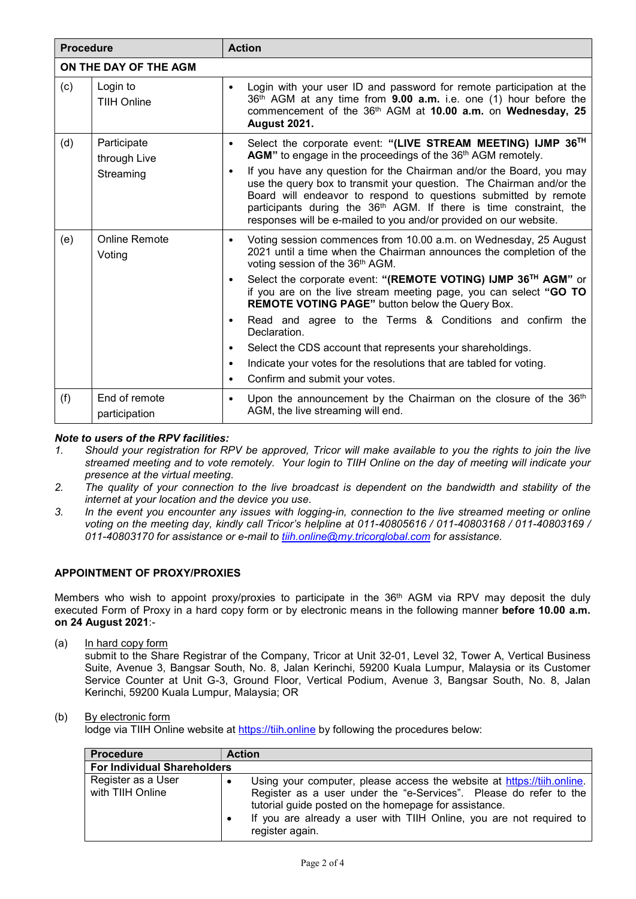| Procedure | | Action |
|---|---|---|
| **ON THE DAY OF THE AGM** | | |
| (c) | Login to TIIH Online | • Login with your user ID and password for remote participation at the 36th AGM at any time from **9.00 a.m.** i.e. one (1) hour before the commencement of the 36th AGM at **10.00 a.m.** on **Wednesday, 25 August 2021.** |
| (d) | Participate through Live Streaming | • Select the corporate event: **"(LIVE STREAM MEETING) IJMP 36TH AGM"** to engage in the proceedings of the 36th AGM remotely.<br>• If you have any question for the Chairman and/or the Board, you may use the query box to transmit your question. The Chairman and/or the Board will endeavor to respond to questions submitted by remote participants during the 36th AGM. If there is time constraint, the responses will be e-mailed to you and/or provided on our website. |
| (e) | Online Remote Voting | • Voting session commences from 10.00 a.m. on Wednesday, 25 August 2021 until a time when the Chairman announces the completion of the voting session of the 36th AGM.<br>• Select the corporate event: **"(REMOTE VOTING) IJMP 36TH AGM"** or if you are on the live stream meeting page, you can select **"GO TO REMOTE VOTING PAGE"** button below the Query Box.<br>• Read and agree to the Terms & Conditions and confirm the Declaration.<br>• Select the CDS account that represents your shareholdings.<br>• Indicate your votes for the resolutions that are tabled for voting.<br>• Confirm and submit your votes. |
| (f) | End of remote participation | • Upon the announcement by the Chairman on the closure of the 36th AGM, the live streaming will end. |

***Note to users of the RPV facilities:***

1. *Should your registration for RPV be approved, Tricor will make available to you the rights to join the live streamed meeting and to vote remotely. Your login to TIIH Online on the day of meeting will indicate your presence at the virtual meeting.*
2. *The quality of your connection to the live broadcast is dependent on the bandwidth and stability of the internet at your location and the device you use.*
3. *In the event you encounter any issues with logging-in, connection to the live streamed meeting or online voting on the meeting day, kindly call Tricor's helpline at 011-40805616 / 011-40803168 / 011-40803169 / 011-40803170 for assistance or e-mail to tiih.online@my.tricorglobal.com for assistance.*

**APPOINTMENT OF PROXY/PROXIES**

Members who wish to appoint proxy/proxies to participate in the 36th AGM via RPV may deposit the duly executed Form of Proxy in a hard copy form or by electronic means in the following manner **before 10.00 a.m. on 24 August 2021**:-

(a) In hard copy form
submit to the Share Registrar of the Company, Tricor at Unit 32-01, Level 32, Tower A, Vertical Business Suite, Avenue 3, Bangsar South, No. 8, Jalan Kerinchi, 59200 Kuala Lumpur, Malaysia or its Customer Service Counter at Unit G-3, Ground Floor, Vertical Podium, Avenue 3, Bangsar South, No. 8, Jalan Kerinchi, 59200 Kuala Lumpur, Malaysia; OR

(b) By electronic form
lodge via TIIH Online website at https://tiih.online by following the procedures below:

| Procedure | Action |
|---|---|
| **For Individual Shareholders** | |
| Register as a User with TIIH Online | • Using your computer, please access the website at https://tiih.online. Register as a user under the "e-Services". Please do refer to the tutorial guide posted on the homepage for assistance.<br>• If you are already a user with TIIH Online, you are not required to register again. |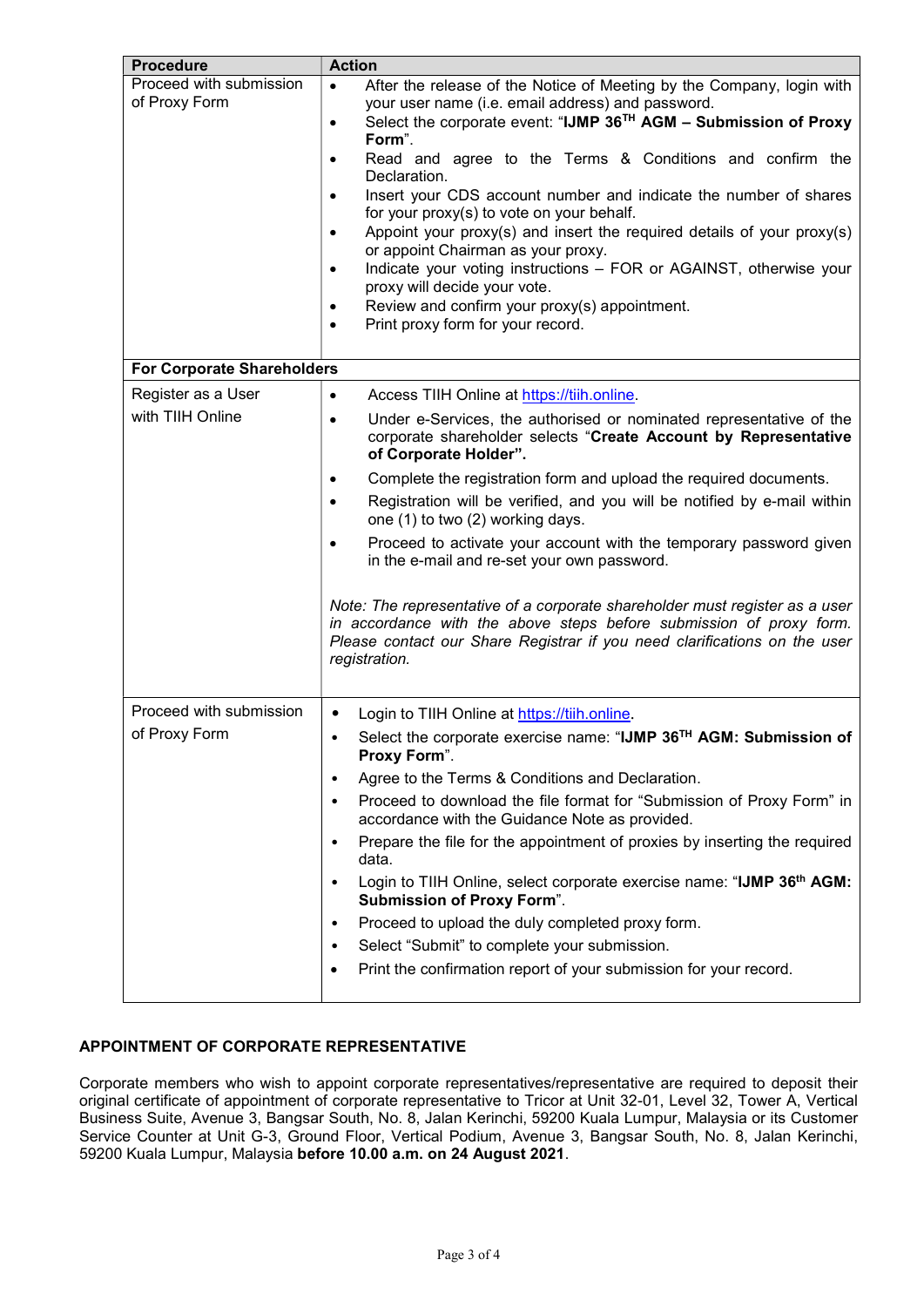| Procedure | Action |
|---|---|
| Proceed with submission of Proxy Form | • After the release of the Notice of Meeting by the Company, login with your user name (i.e. email address) and password.<br>• Select the corporate event: "**IJMP 36$^{TH}$ AGM – Submission of Proxy Form**".<br>• Read and agree to the Terms & Conditions and confirm the Declaration.<br>• Insert your CDS account number and indicate the number of shares for your proxy(s) to vote on your behalf.<br>• Appoint your proxy(s) and insert the required details of your proxy(s) or appoint Chairman as your proxy.<br>• Indicate your voting instructions – FOR or AGAINST, otherwise your proxy will decide your vote.<br>• Review and confirm your proxy(s) appointment.<br>• Print proxy form for your record. |
| **For Corporate Shareholders** | |
| Register as a User with TIIH Online | • Access TIIH Online at https://tiih.online.<br>• Under e-Services, the authorised or nominated representative of the corporate shareholder selects "**Create Account by Representative of Corporate Holder".**<br>• Complete the registration form and upload the required documents.<br>• Registration will be verified, and you will be notified by e-mail within one (1) to two (2) working days.<br>• Proceed to activate your account with the temporary password given in the e-mail and re-set your own password.<br><br>*Note: The representative of a corporate shareholder must register as a user in accordance with the above steps before submission of proxy form. Please contact our Share Registrar if you need clarifications on the user registration.* |
| Proceed with submission of Proxy Form | • Login to TIIH Online at https://tiih.online.<br>• Select the corporate exercise name: "**IJMP 36$^{TH}$ AGM: Submission of Proxy Form**".<br>• Agree to the Terms & Conditions and Declaration.<br>• Proceed to download the file format for "Submission of Proxy Form" in accordance with the Guidance Note as provided.<br>• Prepare the file for the appointment of proxies by inserting the required data.<br>• Login to TIIH Online, select corporate exercise name: "**IJMP 36$^{th}$ AGM: Submission of Proxy Form**".<br>• Proceed to upload the duly completed proxy form.<br>• Select "Submit" to complete your submission.<br>• Print the confirmation report of your submission for your record. |

**APPOINTMENT OF CORPORATE REPRESENTATIVE**

Corporate members who wish to appoint corporate representatives/representative are required to deposit their original certificate of appointment of corporate representative to Tricor at Unit 32-01, Level 32, Tower A, Vertical Business Suite, Avenue 3, Bangsar South, No. 8, Jalan Kerinchi, 59200 Kuala Lumpur, Malaysia or its Customer Service Counter at Unit G-3, Ground Floor, Vertical Podium, Avenue 3, Bangsar South, No. 8, Jalan Kerinchi, 59200 Kuala Lumpur, Malaysia **before 10.00 a.m. on 24 August 2021**.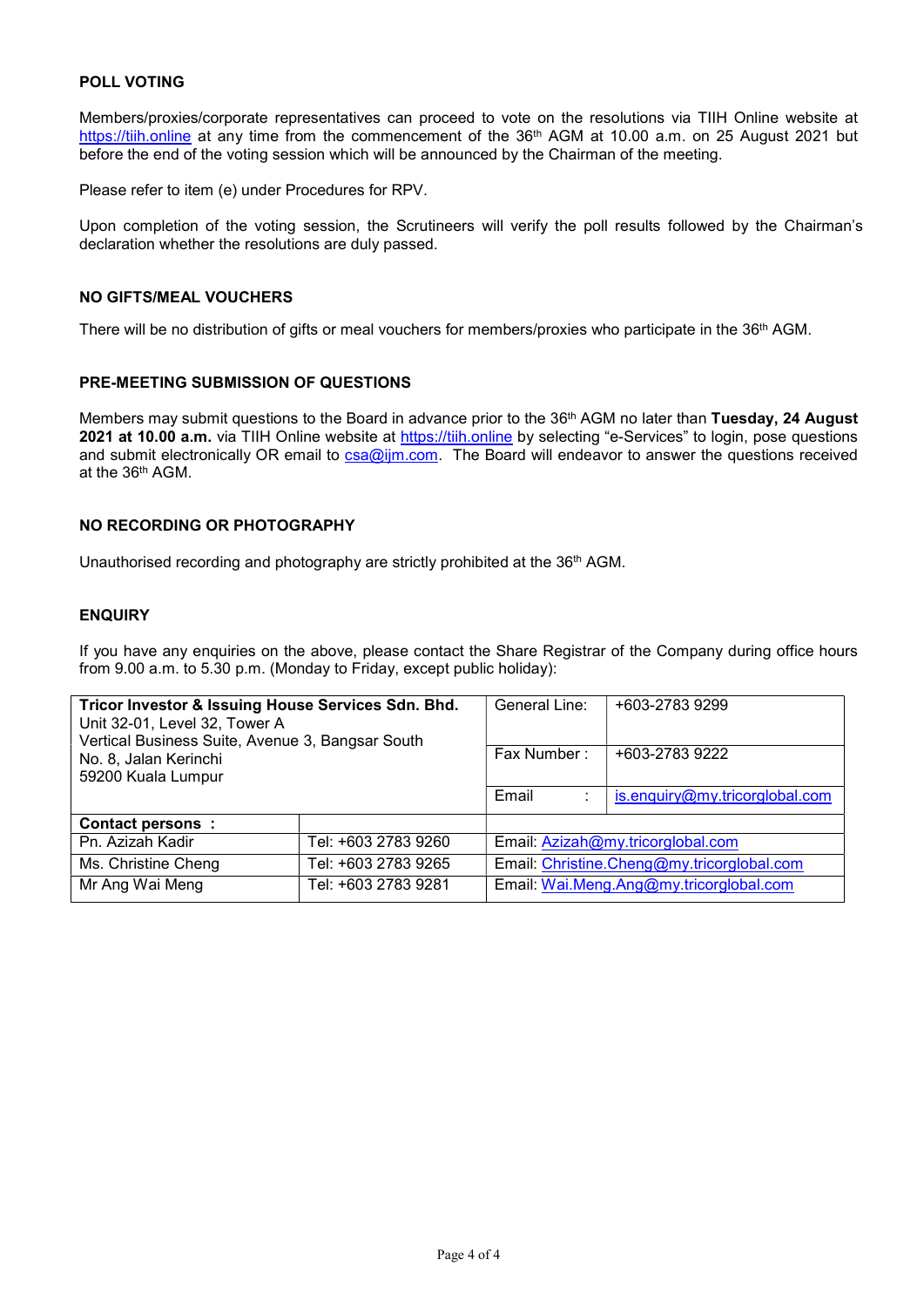**POLL VOTING**

Members/proxies/corporate representatives can proceed to vote on the resolutions via TIIH Online website at https://tiih.online at any time from the commencement of the 36th AGM at 10.00 a.m. on 25 August 2021 but before the end of the voting session which will be announced by the Chairman of the meeting.

Please refer to item (e) under Procedures for RPV.

Upon completion of the voting session, the Scrutineers will verify the poll results followed by the Chairman's declaration whether the resolutions are duly passed.

**NO GIFTS/MEAL VOUCHERS**

There will be no distribution of gifts or meal vouchers for members/proxies who participate in the 36th AGM.

**PRE-MEETING SUBMISSION OF QUESTIONS**

Members may submit questions to the Board in advance prior to the 36th AGM no later than **Tuesday, 24 August 2021 at 10.00 a.m.** via TIIH Online website at https://tiih.online by selecting "e-Services" to login, pose questions and submit electronically OR email to csa@ijm.com. The Board will endeavor to answer the questions received at the 36th AGM.

**NO RECORDING OR PHOTOGRAPHY**

Unauthorised recording and photography are strictly prohibited at the 36th AGM.

**ENQUIRY**

If you have any enquiries on the above, please contact the Share Registrar of the Company during office hours from 9.00 a.m. to 5.30 p.m. (Monday to Friday, except public holiday):

| | | | |
|---|---|---|---|
| **Tricor Investor & Issuing House Services Sdn. Bhd.**<br>Unit 32-01, Level 32, Tower A<br>Vertical Business Suite, Avenue 3, Bangsar South<br>No. 8, Jalan Kerinchi<br>59200 Kuala Lumpur | | General Line: | +603-2783 9299 |
| | | Fax Number : | +603-2783 9222 |
| | | Email : | is.enquiry@my.tricorglobal.com |
| **Contact persons :** | | | |
| Pn. Azizah Kadir | Tel: +603 2783 9260 | Email: Azizah@my.tricorglobal.com | |
| Ms. Christine Cheng | Tel: +603 2783 9265 | Email: Christine.Cheng@my.tricorglobal.com | |
| Mr Ang Wai Meng | Tel: +603 2783 9281 | Email: Wai.Meng.Ang@my.tricorglobal.com | |